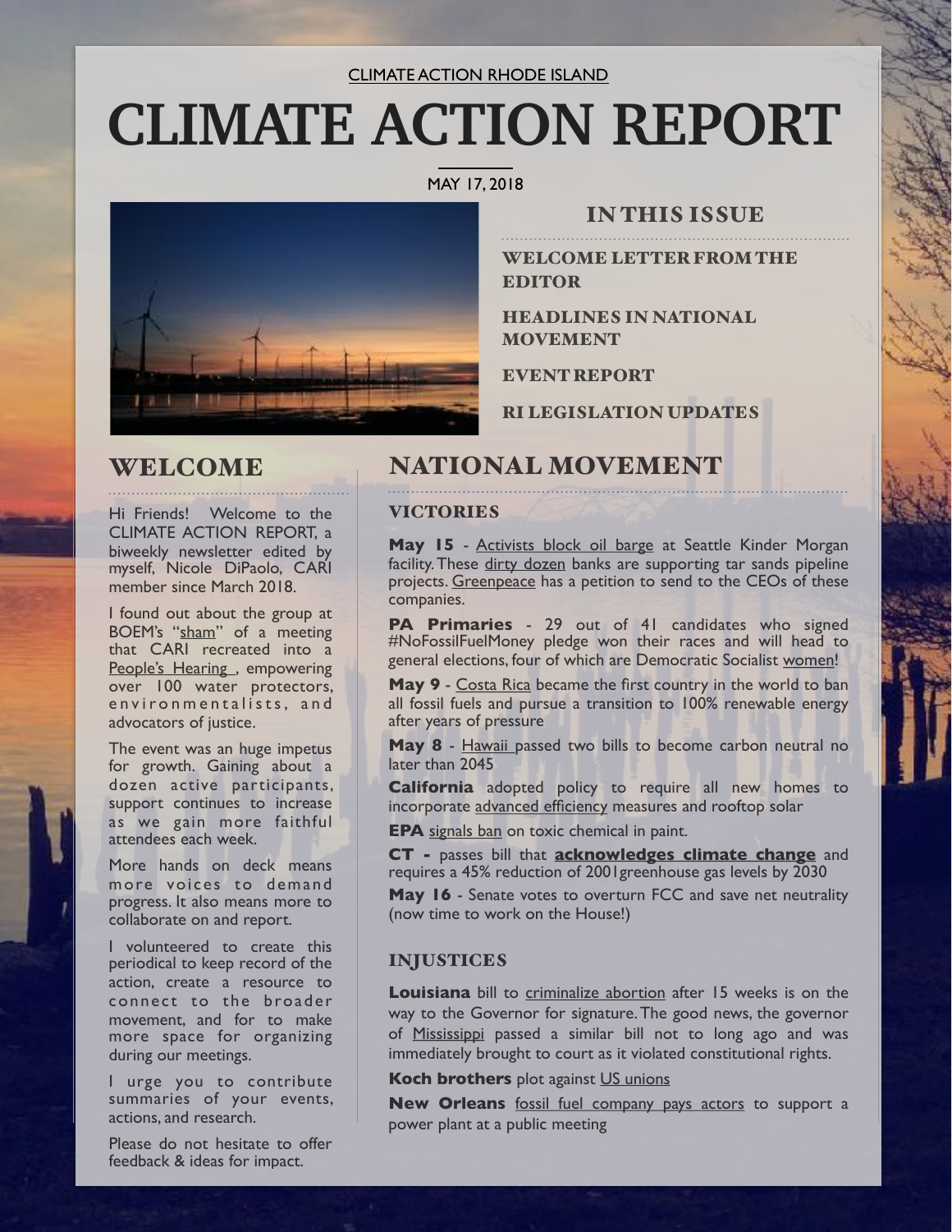CLIMATE ACTION RHODE ISLAND

# CLIMATE ACTION REPORT

MAY 17, 2018

## IN THIS ISSUE

WELCOME LETTER FROM THE EDITOR

HEADLINES IN NATIONAL MOVEMENT

EVENT REPORT

RI LEGISLATION UPDATES

## WELCOME

Hi Friends! Welcome to the CLIMATE ACTION REPORT, a biweekly newsletter edited by myself, Nicole DiPaolo, CARI member since March 2018.

I found out about the group at BOEM's "sham" of a meeting that CARI recreated into a People's Hearing , empowering over 100 water protectors, environmentalists, and advocators of justice.

The event was an huge impetus for growth. Gaining about a dozen active participants, support continues to increase as we gain more faithful attendees each week.

More hands on deck means more voices to demand progress. It also means more to collaborate on and report.

I volunteered to create this periodical to keep record of the action, create a resource to connect to the broader movement, and for to make more space for organizing during our meetings.

I urge you to contribute summaries of your events, actions, and research.

Please do not hesitate to offer feedback & ideas for impact.

## NATIONAL MOVEMENT

### VICTORIES

**May 15** - Activists block oil barge at Seattle Kinder Morgan facility. These dirty dozen banks are supporting tar sands pipeline projects. Greenpeace has a petition to send to the CEOs of these companies.

**PA Primaries** - 29 out of 41 candidates who signed #NoFossilFuelMoney pledge won their races and will head to general elections, four of which are Democratic Socialist women!

**May 9** - Costa Rica became the first country in the world to ban all fossil fuels and pursue a transition to 100% renewable energy after years of pressure

**May 8** - Hawaii passed two bills to become carbon neutral no later than 2045

**California** adopted policy to require all new homes to incorporate advanced efficiency measures and rooftop solar

**EPA** signals ban on toxic chemical in paint.

**CT -** passes bill that **acknowledges climate change** and requires a 45% reduction of 2001greenhouse gas levels by 2030

**May 16** - Senate votes to overturn FCC and save net neutrality (now time to work on the House!)

### INJUSTICES

**Louisiana** bill to criminalize abortion after 15 weeks is on the way to the Governor for signature. The good news, the governor of Mississippi passed a similar bill not to long ago and was immediately brought to court as it violated constitutional rights.

**Koch brothers** plot against US unions

**New Orleans** fossil fuel company pays actors to support a power plant at a public meeting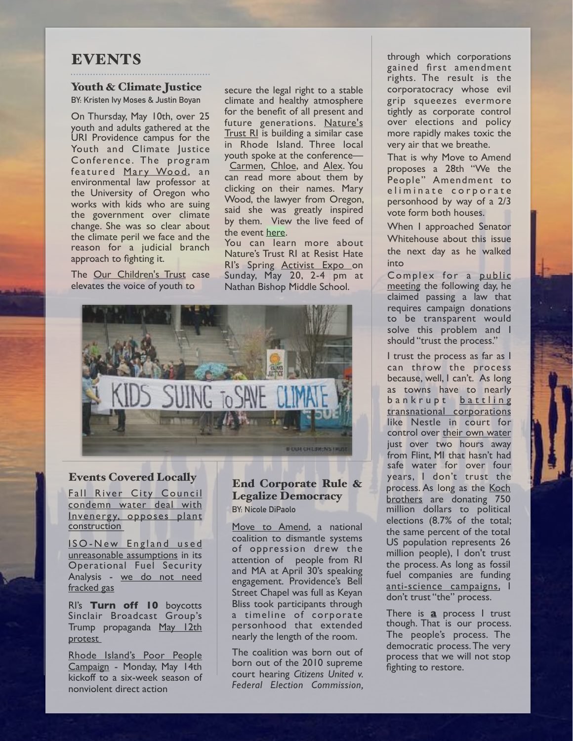# EVENTS

## Youth & Climate Justice

BY: Kristen Ivy Moses & Justin Boyan

On Thursday, May 10th, over 25 youth and adults gathered at the URI Providence campus for the Youth and Climate Justice Conference. The program featured Mary Wood, an environmental law professor at the University of Oregon who works with kids who are suing the government over climate change. She was so clear about the climate peril we face and the reason for a judicial branch approach to fighting it.

The Our Children's Trust case elevates the voice of youth to secure the legal right to a stable climate and healthy atmosphere for the benefit of all present and future generations. Nature's Trust RI is building a similar case in Rhode Island. Three local youth spoke at the conference— Carmen, Chloe, and Alex. You can read more about them by clicking on their names. Mary Wood, the lawyer from Oregon, said she was greatly inspired by them. View the live feed of the event here.

You can learn more about Nature's Trust RI at Resist Hate RI's Spring Activist Expo on Sunday, May 20, 2-4 pm at Nathan Bishop Middle School.

## Events Covered Locally

Fall River City Council condemn water deal with Invenergy, opposes plant construction

ISO-New England used unreasonable assumptions in its Operational Fuel Security Analysis - we do not need fracked gas

RI's **Turn off 10** boycotts Sinclair Broadcast Group's Trump propaganda May 12th protest

Rhode Island's Poor People Campaign - Monday, May 14th kickoff to a six-week season of nonviolent direct action

## End Corporate Rule & Legalize Democracy

BY: Nicole DiPaolo

Move to Amend, a national coalition to dismantle systems of oppression drew the attention of people from RI and MA at April 30's speaking engagement. Providence's Bell Street Chapel was full as Keyan Bliss took participants through a timeline of corporate personhood that extended nearly the length of the room.

The coalition was born out of born out of the 2010 supreme court hearing *Citizens United v. Federal Election Commission,* through which corporations gained first amendment rights. The result is the corporatocracy whose evil grip squeezes evermore tightly as corporate control over elections and policy more rapidly makes toxic the very air that we breathe.

That is why Move to Amend proposes a 28th "We the People" Amendment to eliminate corporate personhood by way of a 2/3 vote form both houses.

When I approached Senator Whitehouse about this issue the next day as he walked into Complex for a public meeting the following day, he claimed passing a law that requires campaign donations to be transparent would solve this problem and I should "trust the process."

I trust the process as far as I can throw the process because, well, I can't. As long as towns have to nearly bankrupt battling transnational corporations like Nestle in court for control over their own water just over two hours away from Flint, MI that hasn't had safe water for over four years, I don't trust the process. As long as the Koch brothers are donating 750 million dollars to political elections (8.7% of the total; the same percent of the total US population represents 26 million people), I don't trust the process. As long as fossil fuel companies are funding anti-science campaigns, I don't trust "the" process.

There is **a** process I trust though. That is our process. The people's process. The democratic process. The very process that we will not stop fighting to restore.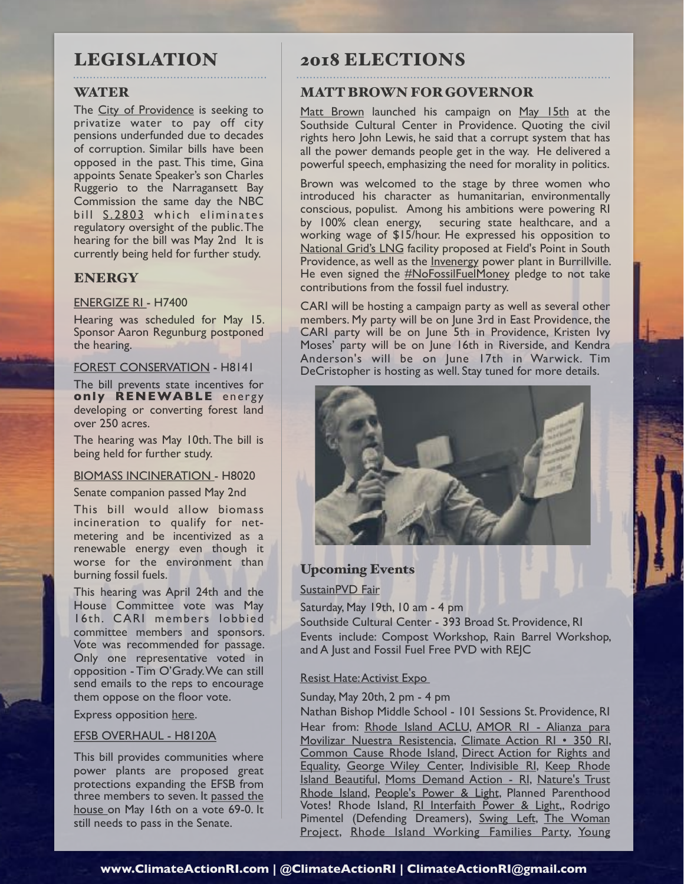# LEGISLATION

## WATER

The City of Providence is seeking to privatize water to pay off city pensions underfunded due to decades of corruption. Similar bills have been opposed in the past. This time, Gina appoints Senate Speaker's son Charles Ruggerio to the Narragansett Bay Commission the same day the NBC bill S.2803 which eliminates regulatory oversight of the public. The hearing for the bill was May 2nd It is currently being held for further study.

## ENERGY

ENERGIZE RI - H7400

Hearing was scheduled for May 15. Sponsor Aaron Regunburg postponed the hearing.

FOREST CONSERVATION - H8141

The bill prevents state incentives for **only RENEWABLE** energy developing or converting forest land over 250 acres.

The hearing was May 10th. The bill is being held for further study.

BIOMASS INCINERATION - H8020

Senate companion passed May 2nd

This bill would allow biomass incineration to qualify for net-metering and be incentivized as a renewable energy even though it worse for the environment than burning fossil fuels.

This hearing was April 24th and the House Committee vote was May 16th. CARI members lobbied committee members and sponsors. Vote was recommended for passage. Only one representative voted in opposition - Tim O'Grady. We can still send emails to the reps to encourage them oppose on the floor vote.

Express opposition here.

EFSB OVERHAUL - H8120A

This bill provides communities where power plants are proposed great protections expanding the EFSB from three members to seven. It passed the house on May 16th on a vote 69-0. It still needs to pass in the Senate.

# 2018 ELECTIONS

## MATT BROWN FOR GOVERNOR

Matt Brown launched his campaign on May 15th at the Southside Cultural Center in Providence. Quoting the civil rights hero John Lewis, he said that a corrupt system that has all the power demands people get in the way. He delivered a powerful speech, emphasizing the need for morality in politics.

Brown was welcomed to the stage by three women who introduced his character as humanitarian, environmentally conscious, populist. Among his ambitions were powering RI by 100% clean energy, securing state healthcare, and a working wage of $15/hour. He expressed his opposition to National Grid's LNG facility proposed at Field's Point in South Providence, as well as the Invenergy power plant in Burrillville. He even signed the #NoFossilFuelMoney pledge to not take contributions from the fossil fuel industry.

CARI will be hosting a campaign party as well as several other members. My party will be on June 3rd in East Providence, the CARI party will be on June 5th in Providence, Kristen Ivy Moses' party will be on June 16th in Riverside, and Kendra Anderson's will be on June 17th in Warwick. Tim DeCristopher is hosting as well. Stay tuned for more details.

## Upcoming Events

SustainPVD Fair

Saturday, May 19th, 10 am - 4 pm
Southside Cultural Center - 393 Broad St. Providence, RI
Events include: Compost Workshop, Rain Barrel Workshop, and A Just and Fossil Fuel Free PVD with REJC

Resist Hate: Activist Expo

Sunday, May 20th, 2 pm - 4 pm
Nathan Bishop Middle School - 101 Sessions St. Providence, RI
Hear from: Rhode Island ACLU, AMOR RI - Alianza para Movilizar Nuestra Resistencia, Climate Action RI • 350 RI, Common Cause Rhode Island, Direct Action for Rights and Equality, George Wiley Center, Indivisible RI, Keep Rhode Island Beautiful, Moms Demand Action - RI, Nature's Trust Rhode Island, People's Power & Light, Planned Parenthood Votes! Rhode Island, RI Interfaith Power & Light,, Rodrigo Pimentel (Defending Dreamers), Swing Left, The Woman Project, Rhode Island Working Families Party, Young

www.ClimateActionRI.com | @ClimateActionRI | ClimateActionRI@gmail.com